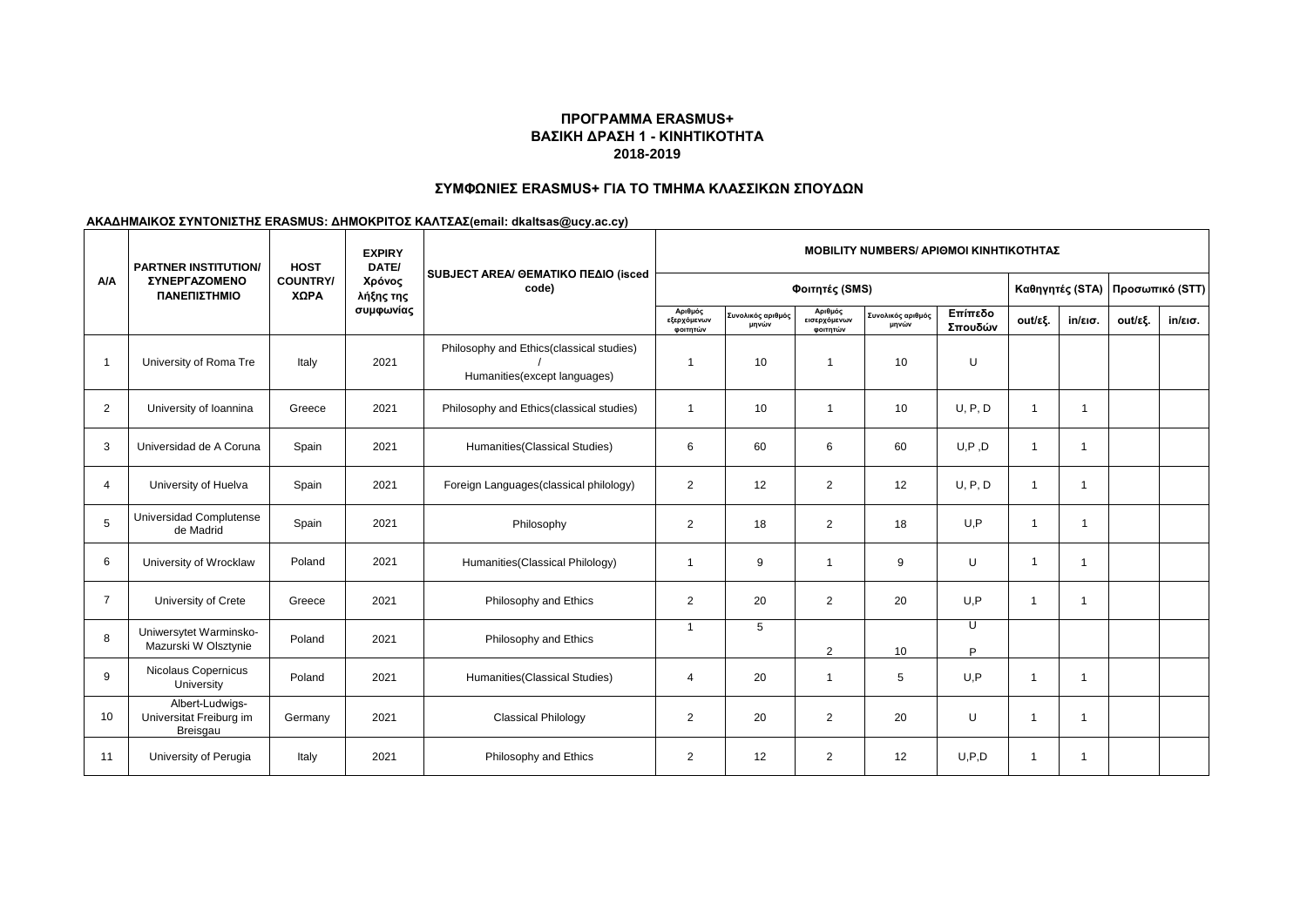# ΠΡΟΓΡΑΜΜΑ ERASMUS+
## ΒΑΣΙΚΗ ΔΡΑΣΗ 1 - ΚΙΝΗΤΙΚΟΤΗΤΑ
## 2018-2019

### ΣΥΜΦΩΝΙΕΣ ERASMUS+ ΓΙΑ ΤΟ ΤΜΗΜΑ ΚΛΑΣΣΙΚΩΝ ΣΠΟΥΔΩΝ

**ΑΚΑΔΗΜΑΙΚΟΣ ΣΥΝΤΟΝΙΣΤΗΣ ERASMUS: ΔΗΜΟΚΡΙΤΟΣ ΚΑΛΤΣΑΣ(email: dkaltsas@ucy.ac.cy)**

| A/A | PARTNER INSTITUTION/ ΣΥΝΕΡΓΑΖΟΜΕΝΟ ΠΑΝΕΠΙΣΤΗΜΙΟ | HOST COUNTRY/ ΧΩΡΑ | EXPIRY DATE/ Χρόνος λήξης της συμφωνίας | SUBJECT AREA/ ΘΕΜΑΤΙΚΟ ΠΕΔΙΟ (isced code) | MOBILITY NUMBERS/ ΑΡΙΘΜΟΙ ΚΙΝΗΤΙΚΟΤΗΤΑΣ | | | | | | | | |
|---|---|---|---|---|---|---|---|---|---|---|---|---|---|
| | | | | | Φοιτητές (SMS) | | | | | Καθηγητές (STA) | | Προσωπικό (STT) | |
| | | | | | Αριθμός εξερχόμενων φοιτητών | Συνολικός αριθμός μηνών | Αριθμός εισερχόμενων φοιτητών | Συνολικός αριθμός μηνών | Επίπεδο Σπουδών | out/εξ. | in/εισ. | out/εξ. | in/εισ. |
| 1 | University of Roma Tre | Italy | 2021 | Philosophy and Ethics(classical studies) / Humanities(except languages) | 1 | 10 | 1 | 10 | U | | | | |
| 2 | University of Ioannina | Greece | 2021 | Philosophy and Ethics(classical studies) | 1 | 10 | 1 | 10 | U, P, D | 1 | 1 | | |
| 3 | Universidad de A Coruna | Spain | 2021 | Humanities(Classical Studies) | 6 | 60 | 6 | 60 | U,P ,D | 1 | 1 | | |
| 4 | University of Huelva | Spain | 2021 | Foreign Languages(classical philology) | 2 | 12 | 2 | 12 | U, P, D | 1 | 1 | | |
| 5 | Universidad Complutense de Madrid | Spain | 2021 | Philosophy | 2 | 18 | 2 | 18 | U,P | 1 | 1 | | |
| 6 | University of Wrocklaw | Poland | 2021 | Humanities(Classical Philology) | 1 | 9 | 1 | 9 | U | 1 | 1 | | |
| 7 | University of Crete | Greece | 2021 | Philosophy and Ethics | 2 | 20 | 2 | 20 | U,P | 1 | 1 | | |
| 8 | Uniwersytet Warminsko-Mazurski W Olsztynie | Poland | 2021 | Philosophy and Ethics | 1 | 5 | 2 | 10 | U P | | | | |
| 9 | Nicolaus Copernicus University | Poland | 2021 | Humanities(Classical Studies) | 4 | 20 | 1 | 5 | U,P | 1 | 1 | | |
| 10 | Albert-Ludwigs-Universitat Freiburg im Breisgau | Germany | 2021 | Classical Philology | 2 | 20 | 2 | 20 | U | 1 | 1 | | |
| 11 | University of Perugia | Italy | 2021 | Philosophy and Ethics | 2 | 12 | 2 | 12 | U,P,D | 1 | 1 | | |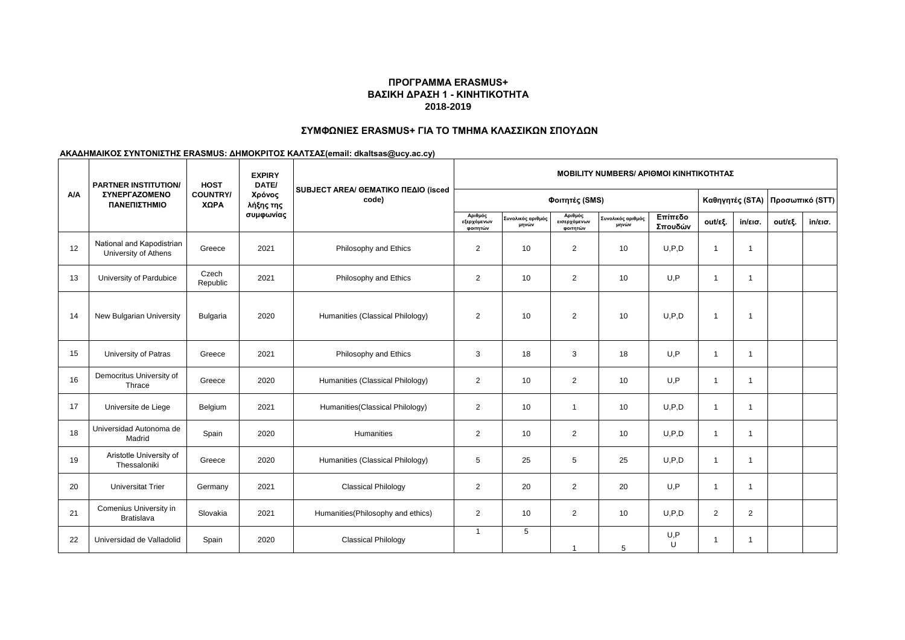**ΠΡΟΓΡΑΜΜΑ ERASMUS+**
**ΒΑΣΙΚΗ ΔΡΑΣΗ 1 - ΚΙΝΗΤΙΚΟΤΗΤΑ**
**2018-2019**

**ΣΥΜΦΩΝΙΕΣ ERASMUS+ ΓΙΑ ΤΟ ΤΜΗΜΑ ΚΛΑΣΣΙΚΩΝ ΣΠΟΥΔΩΝ**

**ΑΚΑΔΗΜΑΙΚΟΣ ΣΥΝΤΟΝΙΣΤΗΣ ERASMUS: ΔΗΜΟΚΡΙΤΟΣ ΚΑΛΤΣΑΣ(email: dkaltsas@ucy.ac.cy)**

| A/A | PARTNER INSTITUTION/ ΣΥΝΕΡΓΑΖΟΜΕΝΟ ΠΑΝΕΠΙΣΤΗΜΙΟ | HOST COUNTRY/ ΧΩΡΑ | EXPIRY DATE/ Χρόνος λήξης της συμφωνίας | SUBJECT AREA/ ΘΕΜΑΤΙΚΟ ΠΕΔΙΟ (isced code) | MOBILITY NUMBERS/ ΑΡΙΘΜΟΙ ΚΙΝΗΤΙΚΟΤΗΤΑΣ | | | | | | | | |
|---|---|---|---|---|---|---|---|---|---|---|---|---|---|
| | | | | | Φοιτητές (SMS) | | | | | Καθηγητές (STA) | | Προσωπικό (STT) | |
| | | | | | Αριθμός εξερχόμενων φοιτητών | Συνολικός αριθμός μηνών | Αριθμός εισερχόμενων φοιτητών | Συνολικός αριθμός μηνών | Επίπεδο Σπουδών | out/εξ. | in/εισ. | out/εξ. | in/εισ. |
| 12 | National and Kapodistrian University of Athens | Greece | 2021 | Philosophy and Ethics | 2 | 10 | 2 | 10 | U,P,D | 1 | 1 | | |
| 13 | University of Pardubice | Czech Republic | 2021 | Philosophy and Ethics | 2 | 10 | 2 | 10 | U,P | 1 | 1 | | |
| 14 | New Bulgarian University | Bulgaria | 2020 | Humanities (Classical Philology) | 2 | 10 | 2 | 10 | U,P,D | 1 | 1 | | |
| 15 | University of Patras | Greece | 2021 | Philosophy and Ethics | 3 | 18 | 3 | 18 | U,P | 1 | 1 | | |
| 16 | Democritus University of Thrace | Greece | 2020 | Humanities (Classical Philology) | 2 | 10 | 2 | 10 | U,P | 1 | 1 | | |
| 17 | Universite de Liege | Belgium | 2021 | Humanities(Classical Philology) | 2 | 10 | 1 | 10 | U,P,D | 1 | 1 | | |
| 18 | Universidad Autonoma de Madrid | Spain | 2020 | Humanities | 2 | 10 | 2 | 10 | U,P,D | 1 | 1 | | |
| 19 | Aristotle University of Thessaloniki | Greece | 2020 | Humanities (Classical Philology) | 5 | 25 | 5 | 25 | U,P,D | 1 | 1 | | |
| 20 | Universitat Trier | Germany | 2021 | Classical Philology | 2 | 20 | 2 | 20 | U,P | 1 | 1 | | |
| 21 | Comenius University in Bratislava | Slovakia | 2021 | Humanities(Philosophy and ethics) | 2 | 10 | 2 | 10 | U,P,D | 2 | 2 | | |
| 22 | Universidad de Valladolid | Spain | 2020 | Classical Philology | 1 | 5 | 1 | 5 | U,P U | 1 | 1 | | |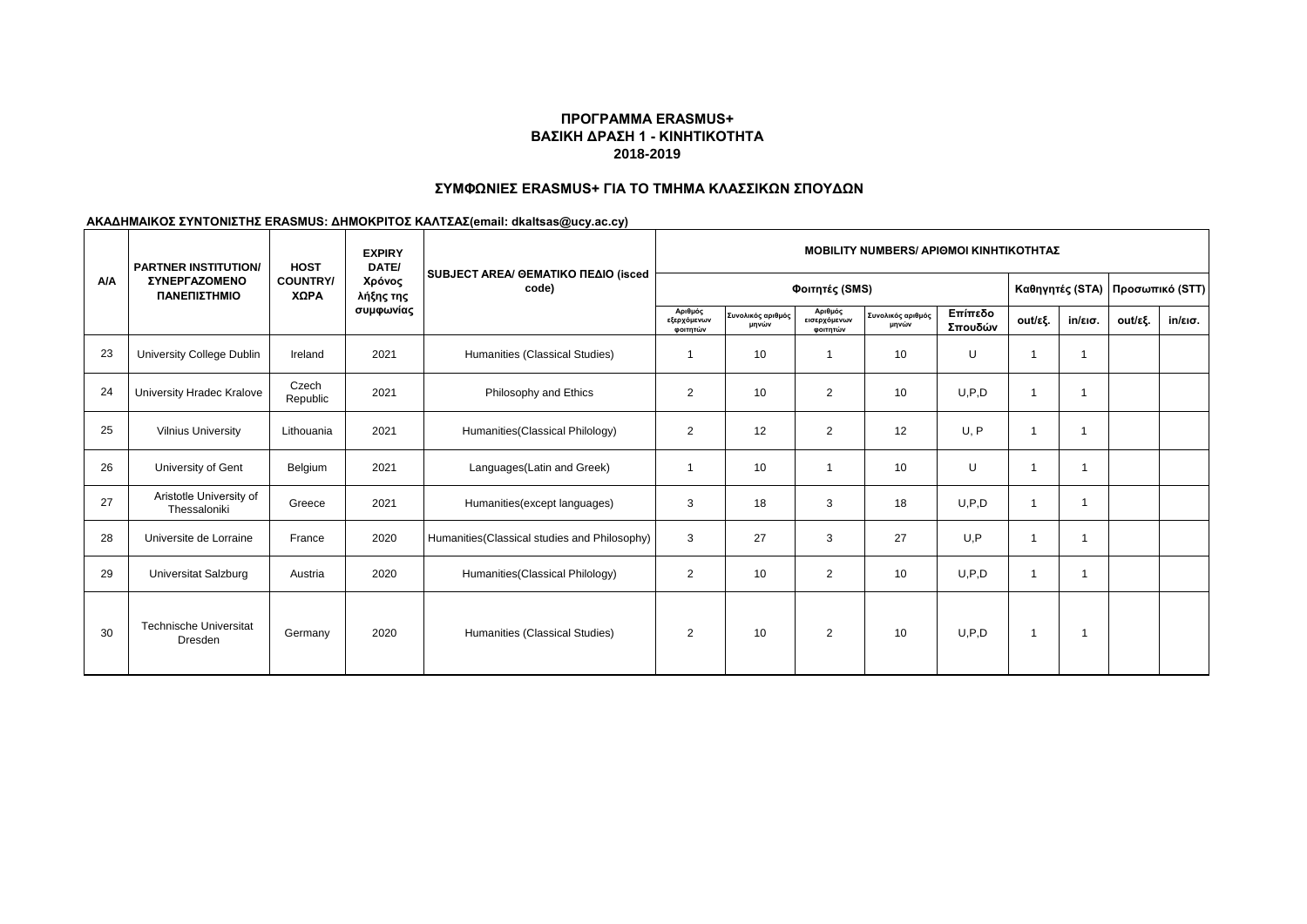**ΠΡΟΓΡΑΜΜΑ ERASMUS+**
**ΒΑΣΙΚΗ ΔΡΑΣΗ 1 - ΚΙΝΗΤΙΚΟΤΗΤΑ**
**2018-2019**

**ΣΥΜΦΩΝΙΕΣ ERASMUS+ ΓΙΑ ΤΟ ΤΜΗΜΑ ΚΛΑΣΣΙΚΩΝ ΣΠΟΥΔΩΝ**

**ΑΚΑΔΗΜΑΙΚΟΣ ΣΥΝΤΟΝΙΣΤΗΣ ERASMUS: ΔΗΜΟΚΡΙΤΟΣ ΚΑΛΤΣΑΣ(email: dkaltsas@ucy.ac.cy)**

| A/A | PARTNER INSTITUTION/ ΣΥΝΕΡΓΑΖΟΜΕΝΟ ΠΑΝΕΠΙΣΤΗΜΙΟ | HOST COUNTRY/ ΧΩΡΑ | EXPIRY DATE/ Χρόνος λήξης της συμφωνίας | SUBJECT AREA/ ΘΕΜΑΤΙΚΟ ΠΕΔΙΟ (isced code) | MOBILITY NUMBERS/ ΑΡΙΘΜΟΙ ΚΙΝΗΤΙΚΟΤΗΤΑΣ | | | | | | | | |
|---|---|---|---|---|---|---|---|---|---|---|---|---|---|
| | | | | | Φοιτητές (SMS) | | | | | Καθηγητές (STA) | | Προσωπικό (STT) | |
| | | | | | Αριθμός εξερχόμενων φοιτητών | Συνολικός αριθμός μηνών | Αριθμός εισερχόμενων φοιτητών | Συνολικός αριθμός μηνών | Επίπεδο Σπουδών | out/εξ. | in/εισ. | out/εξ. | in/εισ. |
| 23 | University College Dublin | Ireland | 2021 | Humanities (Classical Studies) | 1 | 10 | 1 | 10 | U | 1 | 1 | | |
| 24 | University Hradec Kralove | Czech Republic | 2021 | Philosophy and Ethics | 2 | 10 | 2 | 10 | U,P,D | 1 | 1 | | |
| 25 | Vilnius University | Lithouania | 2021 | Humanities(Classical Philology) | 2 | 12 | 2 | 12 | U, P | 1 | 1 | | |
| 26 | University of Gent | Belgium | 2021 | Languages(Latin and Greek) | 1 | 10 | 1 | 10 | U | 1 | 1 | | |
| 27 | Aristotle University of Thessaloniki | Greece | 2021 | Humanities(except languages) | 3 | 18 | 3 | 18 | U,P,D | 1 | 1 | | |
| 28 | Universite de Lorraine | France | 2020 | Humanities(Classical studies and Philosophy) | 3 | 27 | 3 | 27 | U,P | 1 | 1 | | |
| 29 | Universitat Salzburg | Austria | 2020 | Humanities(Classical Philology) | 2 | 10 | 2 | 10 | U,P,D | 1 | 1 | | |
| 30 | Technische Universitat Dresden | Germany | 2020 | Humanities (Classical Studies) | 2 | 10 | 2 | 10 | U,P,D | 1 | 1 | | |